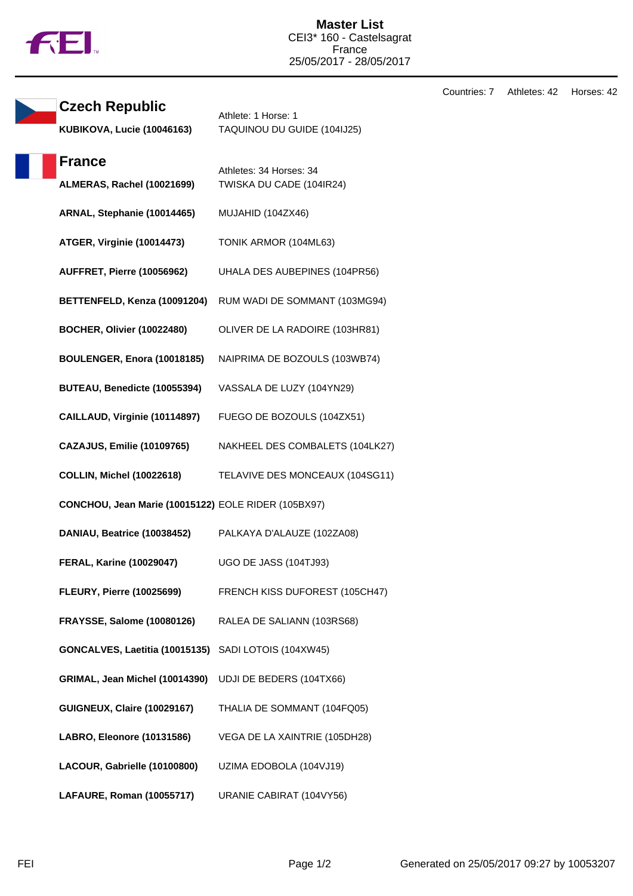# Master List

CEI3* 160 - Castelsagrat
France
25/05/2017 - 28/05/2017

Countries: 7 Athletes: 42 Horses: 42

## Czech Republic

Athlete: 1 Horse: 1

| Athlete | Horse |
|---|---|
| **KUBIKOVA, Lucie (10046163)** | TAQUINOU DU GUIDE (104IJ25) |

## France

Athletes: 34 Horses: 34

| Athlete | Horse |
|---|---|
| **ALMERAS, Rachel (10021699)** | TWISKA DU CADE (104IR24) |
| **ARNAL, Stephanie (10014465)** | MUJAHID (104ZX46) |
| **ATGER, Virginie (10014473)** | TONIK ARMOR (104ML63) |
| **AUFFRET, Pierre (10056962)** | UHALA DES AUBEPINES (104PR56) |
| **BETTENFELD, Kenza (10091204)** | RUM WADI DE SOMMANT (103MG94) |
| **BOCHER, Olivier (10022480)** | OLIVER DE LA RADOIRE (103HR81) |
| **BOULENGER, Enora (10018185)** | NAIPRIMA DE BOZOULS (103WB74) |
| **BUTEAU, Benedicte (10055394)** | VASSALA DE LUZY (104YN29) |
| **CAILLAUD, Virginie (10114897)** | FUEGO DE BOZOULS (104ZX51) |
| **CAZAJUS, Emilie (10109765)** | NAKHEEL DES COMBALETS (104LK27) |
| **COLLIN, Michel (10022618)** | TELAVIVE DES MONCEAUX (104SG11) |
| **CONCHOU, Jean Marie (10015122)** | EOLE RIDER (105BX97) |
| **DANIAU, Beatrice (10038452)** | PALKAYA D'ALAUZE (102ZA08) |
| **FERAL, Karine (10029047)** | UGO DE JASS (104TJ93) |
| **FLEURY, Pierre (10025699)** | FRENCH KISS DUFOREST (105CH47) |
| **FRAYSSE, Salome (10080126)** | RALEA DE SALIANN (103RS68) |
| **GONCALVES, Laetitia (10015135)** | SADI LOTOIS (104XW45) |
| **GRIMAL, Jean Michel (10014390)** | UDJI DE BEDERS (104TX66) |
| **GUIGNEUX, Claire (10029167)** | THALIA DE SOMMANT (104FQ05) |
| **LABRO, Eleonore (10131586)** | VEGA DE LA XAINTRIE (105DH28) |
| **LACOUR, Gabrielle (10100800)** | UZIMA EDOBOLA (104VJ19) |
| **LAFAURE, Roman (10055717)** | URANIE CABIRAT (104VY56) |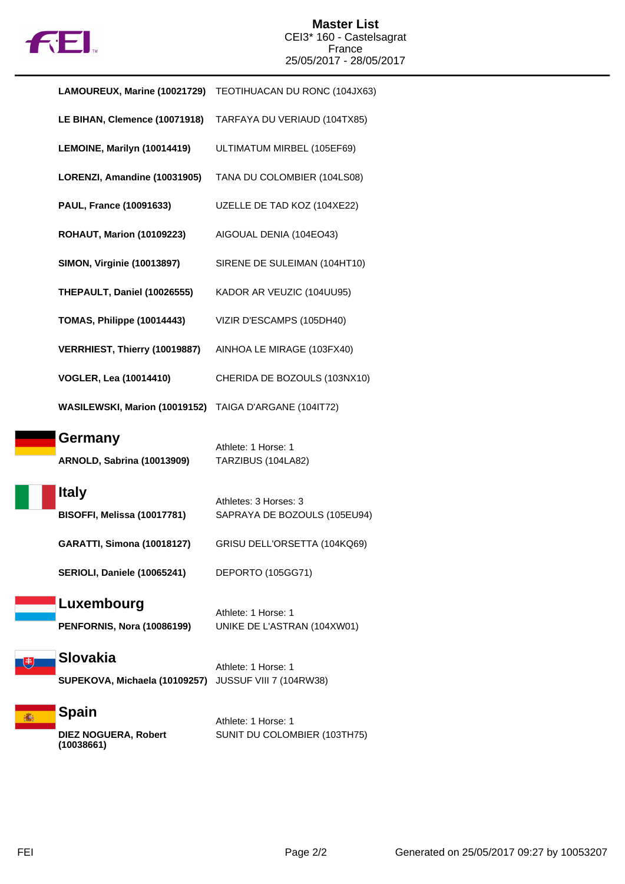| | |
|---|---|
| **LAMOUREUX, Marine (10021729)** | TEOTIHUACAN DU RONC (104JX63) |
| **LE BIHAN, Clemence (10071918)** | TARFAYA DU VERIAUD (104TX85) |
| **LEMOINE, Marilyn (10014419)** | ULTIMATUM MIRBEL (105EF69) |
| **LORENZI, Amandine (10031905)** | TANA DU COLOMBIER (104LS08) |
| **PAUL, France (10091633)** | UZELLE DE TAD KOZ (104XE22) |
| **ROHAUT, Marion (10109223)** | AIGOUAL DENIA (104EO43) |
| **SIMON, Virginie (10013897)** | SIRENE DE SULEIMAN (104HT10) |
| **THEPAULT, Daniel (10026555)** | KADOR AR VEUZIC (104UU95) |
| **TOMAS, Philippe (10014443)** | VIZIR D'ESCAMPS (105DH40) |
| **VERRHIEST, Thierry (10019887)** | AINHOA LE MIRAGE (103FX40) |
| **VOGLER, Lea (10014410)** | CHERIDA DE BOZOULS (103NX10) |
| **WASILEWSKI, Marion (10019152)** | TAIGA D'ARGANE (104IT72) |

## Germany

Athlete: 1 Horse: 1

| | |
|---|---|
| **ARNOLD, Sabrina (10013909)** | TARZIBUS (104LA82) |

## Italy

Athletes: 3 Horses: 3

| | |
|---|---|
| **BISOFFI, Melissa (10017781)** | SAPRAYA DE BOZOULS (105EU94) |
| **GARATTI, Simona (10018127)** | GRISU DELL'ORSETTA (104KQ69) |
| **SERIOLI, Daniele (10065241)** | DEPORTO (105GG71) |

## Luxembourg

Athlete: 1 Horse: 1

| | |
|---|---|
| **PENFORNIS, Nora (10086199)** | UNIKE DE L'ASTRAN (104XW01) |

## Slovakia

Athlete: 1 Horse: 1

| | |
|---|---|
| **SUPEKOVA, Michaela (10109257)** | JUSSUF VIII 7 (104RW38) |

## Spain

Athlete: 1 Horse: 1

| | |
|---|---|
| **DIEZ NOGUERA, Robert (10038661)** | SUNIT DU COLOMBIER (103TH75) |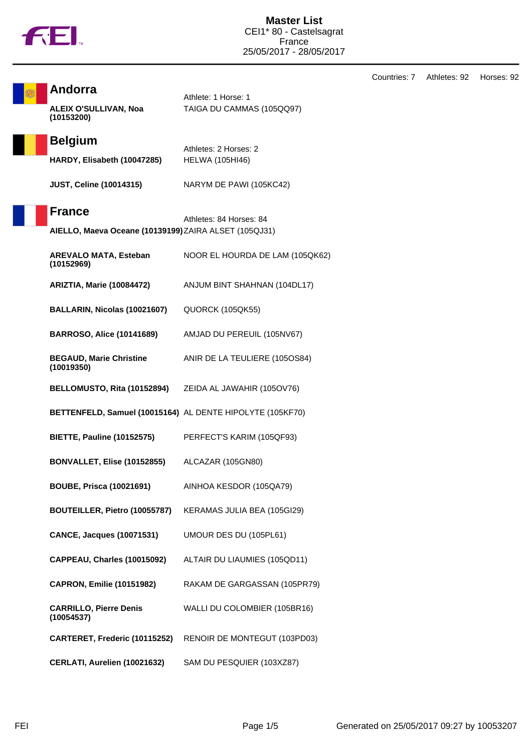# Master List

CEI1* 80 - Castelsagrat
France
25/05/2017 - 28/05/2017

Countries: 7 Athletes: 92 Horses: 92

## Andorra

Athlete: 1 Horse: 1

| Athlete | Horse |
|---|---|
| **ALEIX O'SULLIVAN, Noa (10153200)** | TAIGA DU CAMMAS (105QQ97) |

## Belgium

Athletes: 2 Horses: 2

| Athlete | Horse |
|---|---|
| **HARDY, Elisabeth (10047285)** | HELWA (105HI46) |
| **JUST, Celine (10014315)** | NARYM DE PAWI (105KC42) |

## France

Athletes: 84 Horses: 84

| Athlete | Horse |
|---|---|
| **AIELLO, Maeva Oceane (10139199)** | ZAIRA ALSET (105QJ31) |
| **AREVALO MATA, Esteban (10152969)** | NOOR EL HOURDA DE LAM (105QK62) |
| **ARIZTIA, Marie (10084472)** | ANJUM BINT SHAHNAN (104DL17) |
| **BALLARIN, Nicolas (10021607)** | QUORCK (105QK55) |
| **BARROSO, Alice (10141689)** | AMJAD DU PEREUIL (105NV67) |
| **BEGAUD, Marie Christine (10019350)** | ANIR DE LA TEULIERE (105OS84) |
| **BELLOMUSTO, Rita (10152894)** | ZEIDA AL JAWAHIR (105OV76) |
| **BETTENFELD, Samuel (10015164)** | AL DENTE HIPOLYTE (105KF70) |
| **BIETTE, Pauline (10152575)** | PERFECT'S KARIM (105QF93) |
| **BONVALLET, Elise (10152855)** | ALCAZAR (105GN80) |
| **BOUBE, Prisca (10021691)** | AINHOA KESDOR (105QA79) |
| **BOUTEILLER, Pietro (10055787)** | KERAMAS JULIA BEA (105GI29) |
| **CANCE, Jacques (10071531)** | UMOUR DES DU (105PL61) |
| **CAPPEAU, Charles (10015092)** | ALTAIR DU LIAUMIES (105QD11) |
| **CAPRON, Emilie (10151982)** | RAKAM DE GARGASSAN (105PR79) |
| **CARRILLO, Pierre Denis (10054537)** | WALLI DU COLOMBIER (105BR16) |
| **CARTERET, Frederic (10115252)** | RENOIR DE MONTEGUT (103PD03) |
| **CERLATI, Aurelien (10021632)** | SAM DU PESQUIER (103XZ87) |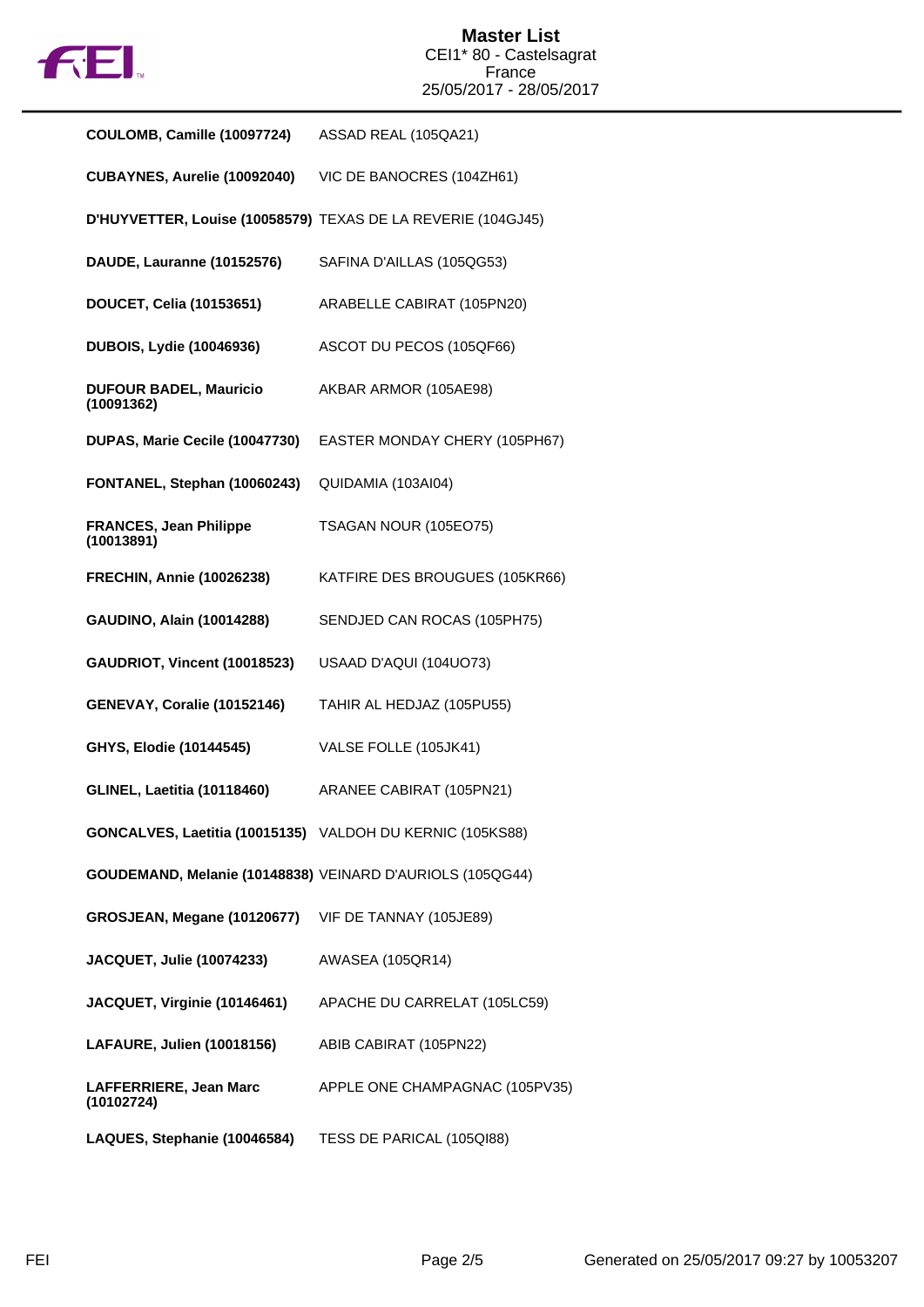| Rider | Horse |
| --- | --- |
| **COULOMB, Camille (10097724)** | ASSAD REAL (105QA21) |
| **CUBAYNES, Aurelie (10092040)** | VIC DE BANOCRES (104ZH61) |
| **D'HUYVETTER, Louise (10058579)** | TEXAS DE LA REVERIE (104GJ45) |
| **DAUDE, Lauranne (10152576)** | SAFINA D'AILLAS (105QG53) |
| **DOUCET, Celia (10153651)** | ARABELLE CABIRAT (105PN20) |
| **DUBOIS, Lydie (10046936)** | ASCOT DU PECOS (105QF66) |
| **DUFOUR BADEL, Mauricio (10091362)** | AKBAR ARMOR (105AE98) |
| **DUPAS, Marie Cecile (10047730)** | EASTER MONDAY CHERY (105PH67) |
| **FONTANEL, Stephan (10060243)** | QUIDAMIA (103AI04) |
| **FRANCES, Jean Philippe (10013891)** | TSAGAN NOUR (105EO75) |
| **FRECHIN, Annie (10026238)** | KATFIRE DES BROUGUES (105KR66) |
| **GAUDINO, Alain (10014288)** | SENDJED CAN ROCAS (105PH75) |
| **GAUDRIOT, Vincent (10018523)** | USAAD D'AQUI (104UO73) |
| **GENEVAY, Coralie (10152146)** | TAHIR AL HEDJAZ (105PU55) |
| **GHYS, Elodie (10144545)** | VALSE FOLLE (105JK41) |
| **GLINEL, Laetitia (10118460)** | ARANEE CABIRAT (105PN21) |
| **GONCALVES, Laetitia (10015135)** | VALDOH DU KERNIC (105KS88) |
| **GOUDEMAND, Melanie (10148838)** | VEINARD D'AURIOLS (105QG44) |
| **GROSJEAN, Megane (10120677)** | VIF DE TANNAY (105JE89) |
| **JACQUET, Julie (10074233)** | AWASEA (105QR14) |
| **JACQUET, Virginie (10146461)** | APACHE DU CARRELAT (105LC59) |
| **LAFAURE, Julien (10018156)** | ABIB CABIRAT (105PN22) |
| **LAFFERRIERE, Jean Marc (10102724)** | APPLE ONE CHAMPAGNAC (105PV35) |
| **LAQUES, Stephanie (10046584)** | TESS DE PARICAL (105QI88) |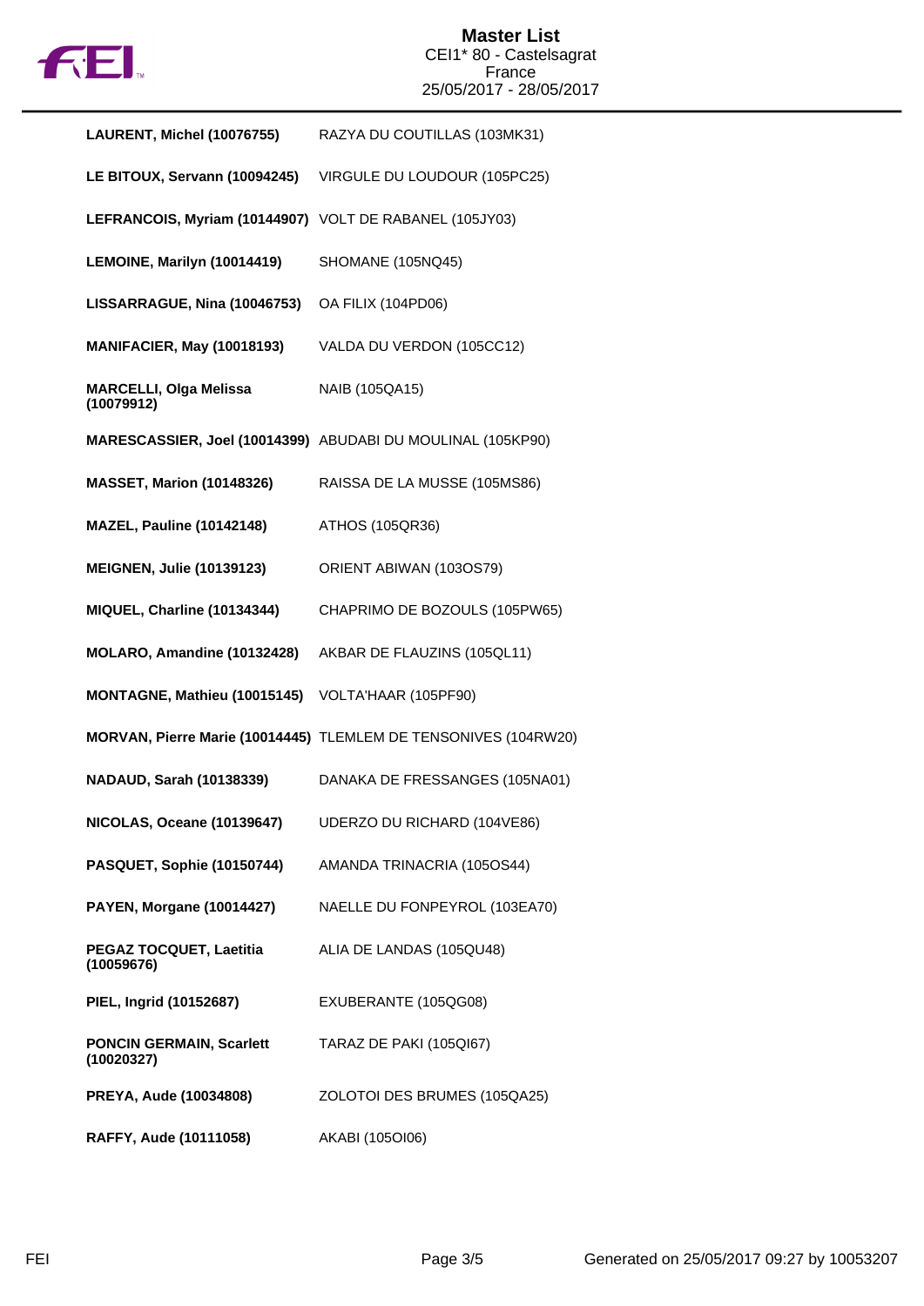# Master List

CEI1* 80 - Castelsagrat
France
25/05/2017 - 28/05/2017

| Rider | Horse |
| --- | --- |
| **LAURENT, Michel (10076755)** | RAZYA DU COUTILLAS (103MK31) |
| **LE BITOUX, Servann (10094245)** | VIRGULE DU LOUDOUR (105PC25) |
| **LEFRANCOIS, Myriam (10144907)** | VOLT DE RABANEL (105JY03) |
| **LEMOINE, Marilyn (10014419)** | SHOMANE (105NQ45) |
| **LISSARRAGUE, Nina (10046753)** | OA FILIX (104PD06) |
| **MANIFACIER, May (10018193)** | VALDA DU VERDON (105CC12) |
| **MARCELLI, Olga Melissa (10079912)** | NAIB (105QA15) |
| **MARESCASSIER, Joel (10014399)** | ABUDABI DU MOULINAL (105KP90) |
| **MASSET, Marion (10148326)** | RAISSA DE LA MUSSE (105MS86) |
| **MAZEL, Pauline (10142148)** | ATHOS (105QR36) |
| **MEIGNEN, Julie (10139123)** | ORIENT ABIWAN (103OS79) |
| **MIQUEL, Charline (10134344)** | CHAPRIMO DE BOZOULS (105PW65) |
| **MOLARO, Amandine (10132428)** | AKBAR DE FLAUZINS (105QL11) |
| **MONTAGNE, Mathieu (10015145)** | VOLTA'HAAR (105PF90) |
| **MORVAN, Pierre Marie (10014445)** | TLEMLEM DE TENSONIVES (104RW20) |
| **NADAUD, Sarah (10138339)** | DANAKA DE FRESSANGES (105NA01) |
| **NICOLAS, Oceane (10139647)** | UDERZO DU RICHARD (104VE86) |
| **PASQUET, Sophie (10150744)** | AMANDA TRINACRIA (105OS44) |
| **PAYEN, Morgane (10014427)** | NAELLE DU FONPEYROL (103EA70) |
| **PEGAZ TOCQUET, Laetitia (10059676)** | ALIA DE LANDAS (105QU48) |
| **PIEL, Ingrid (10152687)** | EXUBERANTE (105QG08) |
| **PONCIN GERMAIN, Scarlett (10020327)** | TARAZ DE PAKI (105QI67) |
| **PREYA, Aude (10034808)** | ZOLOTOI DES BRUMES (105QA25) |
| **RAFFY, Aude (10111058)** | AKABI (105OI06) |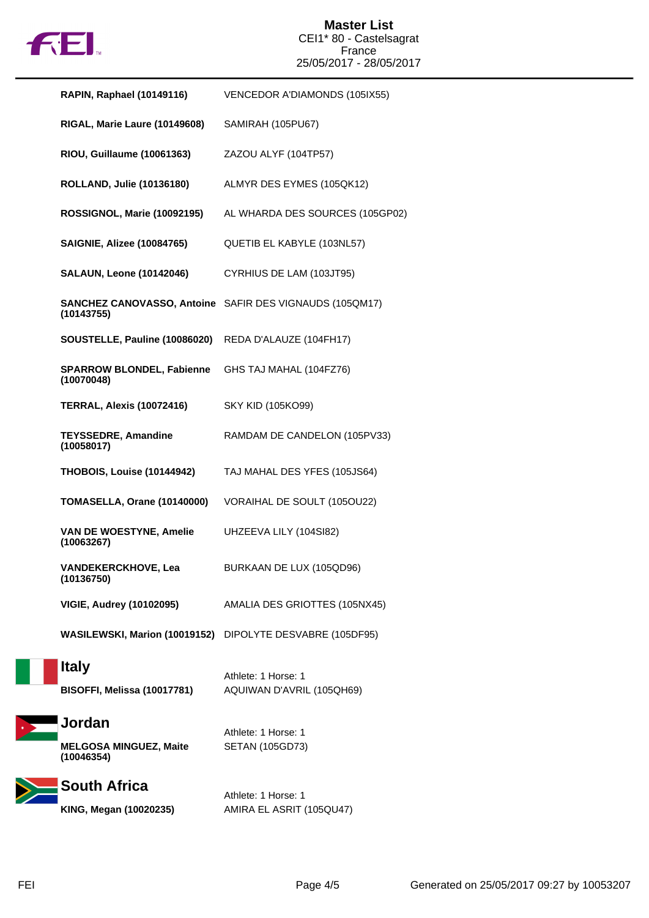# Master List
CEI1* 80 - Castelsagrat
France
25/05/2017 - 28/05/2017

| Athlete | Horse |
|---|---|
| **RAPIN, Raphael (10149116)** | VENCEDOR A'DIAMONDS (105IX55) |
| **RIGAL, Marie Laure (10149608)** | SAMIRAH (105PU67) |
| **RIOU, Guillaume (10061363)** | ZAZOU ALYF (104TP57) |
| **ROLLAND, Julie (10136180)** | ALMYR DES EYMES (105QK12) |
| **ROSSIGNOL, Marie (10092195)** | AL WHARDA DES SOURCES (105GP02) |
| **SAIGNIE, Alizee (10084765)** | QUETIB EL KABYLE (103NL57) |
| **SALAUN, Leone (10142046)** | CYRHIUS DE LAM (103JT95) |
| **SANCHEZ CANOVASSO, Antoine (10143755)** | SAFIR DES VIGNAUDS (105QM17) |
| **SOUSTELLE, Pauline (10086020)** | REDA D'ALAUZE (104FH17) |
| **SPARROW BLONDEL, Fabienne (10070048)** | GHS TAJ MAHAL (104FZ76) |
| **TERRAL, Alexis (10072416)** | SKY KID (105KO99) |
| **TEYSSEDRE, Amandine (10058017)** | RAMDAM DE CANDELON (105PV33) |
| **THOBOIS, Louise (10144942)** | TAJ MAHAL DES YFES (105JS64) |
| **TOMASELLA, Orane (10140000)** | VORAIHAL DE SOULT (105OU22) |
| **VAN DE WOESTYNE, Amelie (10063267)** | UHZEEVA LILY (104SI82) |
| **VANDEKERCKHOVE, Lea (10136750)** | BURKAAN DE LUX (105QD96) |
| **VIGIE, Audrey (10102095)** | AMALIA DES GRIOTTES (105NX45) |
| **WASILEWSKI, Marion (10019152)** | DIPOLYTE DESVABRE (105DF95) |

## Italy

Athlete: 1 Horse: 1

| Athlete | Horse |
|---|---|
| **BISOFFI, Melissa (10017781)** | AQUIWAN D'AVRIL (105QH69) |

## Jordan

Athlete: 1 Horse: 1

| Athlete | Horse |
|---|---|
| **MELGOSA MINGUEZ, Maite (10046354)** | SETAN (105GD73) |

## South Africa

Athlete: 1 Horse: 1

| Athlete | Horse |
|---|---|
| **KING, Megan (10020235)** | AMIRA EL ASRIT (105QU47) |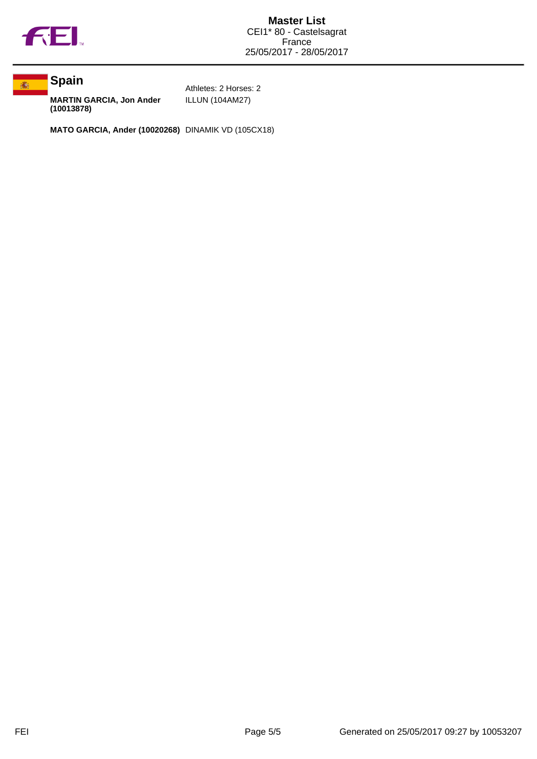**Master List**
CEI1* 80 - Castelsagrat
France
25/05/2017 - 28/05/2017

## Spain

Athletes: 2 Horses: 2

| Athlete | Horse |
| --- | --- |
| **MARTIN GARCIA, Jon Ander (10013878)** | ILLUN (104AM27) |
| **MATO GARCIA, Ander (10020268)** | DINAMIK VD (105CX18) |

Generated on 25/05/2017 09:27 by 10053207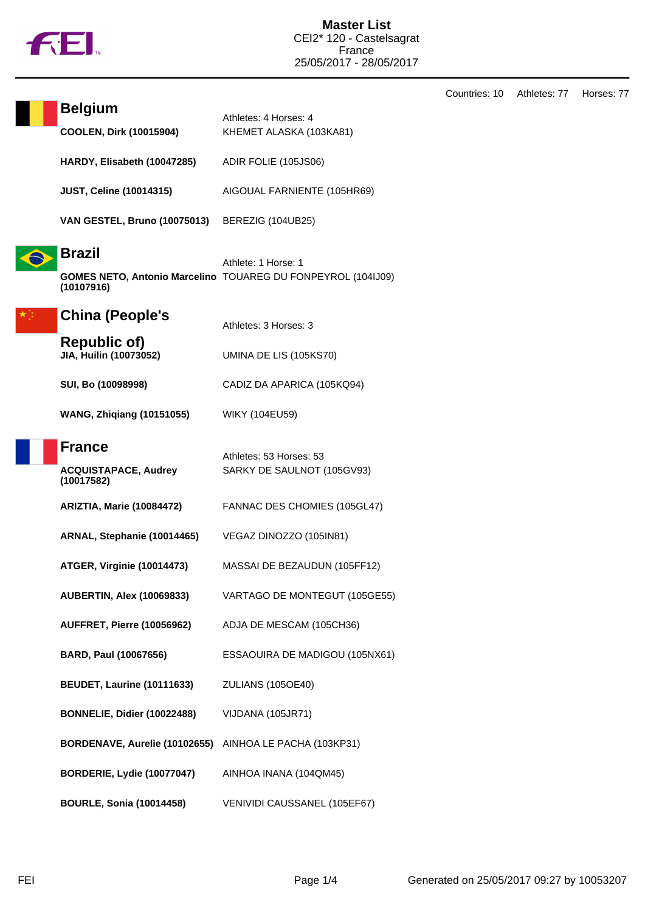# Master List

CEI2* 120 - Castelsagrat
France
25/05/2017 - 28/05/2017

Countries: 10 Athletes: 77 Horses: 77

## Belgium

Athletes: 4 Horses: 4

| Athlete | Horse |
|---|---|
| **COOLEN, Dirk (10015904)** | KHEMET ALASKA (103KA81) |
| **HARDY, Elisabeth (10047285)** | ADIR FOLIE (105JS06) |
| **JUST, Celine (10014315)** | AIGOUAL FARNIENTE (105HR69) |
| **VAN GESTEL, Bruno (10075013)** | BEREZIG (104UB25) |

## Brazil

Athlete: 1 Horse: 1

| Athlete | Horse |
|---|---|
| **GOMES NETO, Antonio Marcelino (10107916)** | TOUAREG DU FONPEYROL (104IJ09) |

## China (People's Republic of)

Athletes: 3 Horses: 3

| Athlete | Horse |
|---|---|
| **JIA, Huilin (10073052)** | UMINA DE LIS (105KS70) |
| **SUI, Bo (10098998)** | CADIZ DA APARICA (105KQ94) |
| **WANG, Zhiqiang (10151055)** | WIKY (104EU59) |

## France

Athletes: 53 Horses: 53

| Athlete | Horse |
|---|---|
| **ACQUISTAPACE, Audrey (10017582)** | SARKY DE SAULNOT (105GV93) |
| **ARIZTIA, Marie (10084472)** | FANNAC DES CHOMIES (105GL47) |
| **ARNAL, Stephanie (10014465)** | VEGAZ DINOZZO (105IN81) |
| **ATGER, Virginie (10014473)** | MASSAI DE BEZAUDUN (105FF12) |
| **AUBERTIN, Alex (10069833)** | VARTAGO DE MONTEGUT (105GE55) |
| **AUFFRET, Pierre (10056962)** | ADJA DE MESCAM (105CH36) |
| **BARD, Paul (10067656)** | ESSAOUIRA DE MADIGOU (105NX61) |
| **BEUDET, Laurine (10111633)** | ZULIANS (105OE40) |
| **BONNELIE, Didier (10022488)** | VIJDANA (105JR71) |
| **BORDENAVE, Aurelie (10102655)** | AINHOA LE PACHA (103KP31) |
| **BORDERIE, Lydie (10077047)** | AINHOA INANA (104QM45) |
| **BOURLE, Sonia (10014458)** | VENIVIDI CAUSSANEL (105EF67) |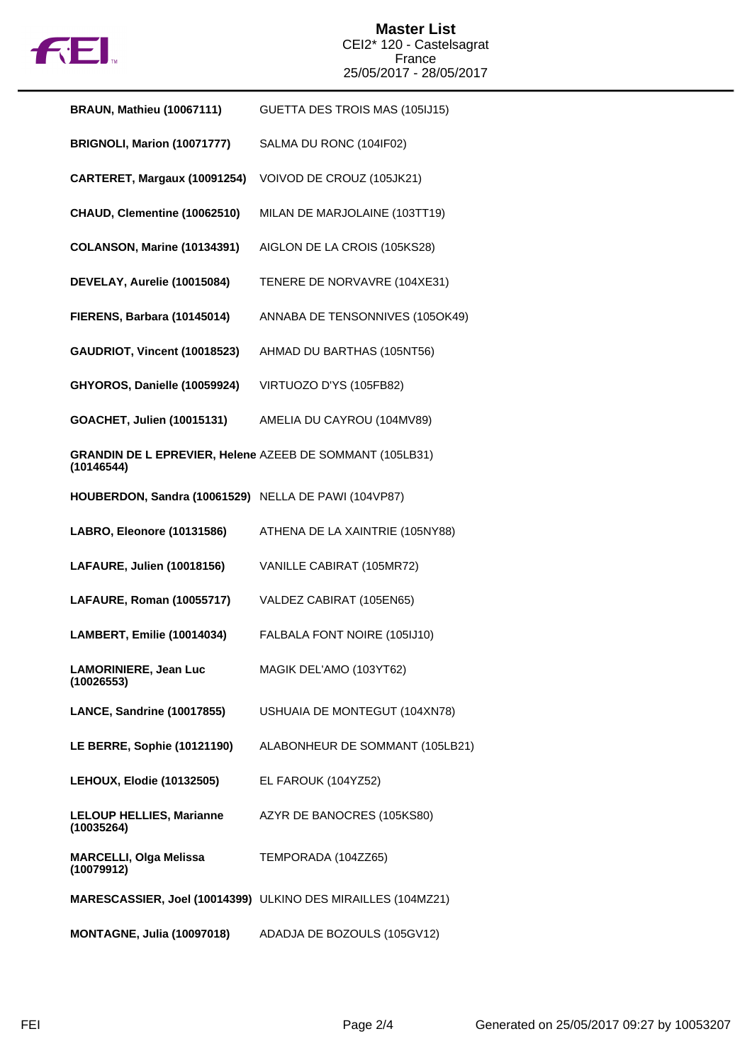# Master List

CEI2* 120 - Castelsagrat
France
25/05/2017 - 28/05/2017

| Athlete | Horse |
|---|---|
| **BRAUN, Mathieu (10067111)** | GUETTA DES TROIS MAS (105IJ15) |
| **BRIGNOLI, Marion (10071777)** | SALMA DU RONC (104IF02) |
| **CARTERET, Margaux (10091254)** | VOIVOD DE CROUZ (105JK21) |
| **CHAUD, Clementine (10062510)** | MILAN DE MARJOLAINE (103TT19) |
| **COLANSON, Marine (10134391)** | AIGLON DE LA CROIS (105KS28) |
| **DEVELAY, Aurelie (10015084)** | TENERE DE NORVAVRE (104XE31) |
| **FIERENS, Barbara (10145014)** | ANNABA DE TENSONNIVES (105OK49) |
| **GAUDRIOT, Vincent (10018523)** | AHMAD DU BARTHAS (105NT56) |
| **GHYOROS, Danielle (10059924)** | VIRTUOZO D'YS (105FB82) |
| **GOACHET, Julien (10015131)** | AMELIA DU CAYROU (104MV89) |
| **GRANDIN DE L EPREVIER, Helene (10146544)** | AZEEB DE SOMMANT (105LB31) |
| **HOUBERDON, Sandra (10061529)** | NELLA DE PAWI (104VP87) |
| **LABRO, Eleonore (10131586)** | ATHENA DE LA XAINTRIE (105NY88) |
| **LAFAURE, Julien (10018156)** | VANILLE CABIRAT (105MR72) |
| **LAFAURE, Roman (10055717)** | VALDEZ CABIRAT (105EN65) |
| **LAMBERT, Emilie (10014034)** | FALBALA FONT NOIRE (105IJ10) |
| **LAMORINIERE, Jean Luc (10026553)** | MAGIK DEL'AMO (103YT62) |
| **LANCE, Sandrine (10017855)** | USHUAIA DE MONTEGUT (104XN78) |
| **LE BERRE, Sophie (10121190)** | ALABONHEUR DE SOMMANT (105LB21) |
| **LEHOUX, Elodie (10132505)** | EL FAROUK (104YZ52) |
| **LELOUP HELLIES, Marianne (10035264)** | AZYR DE BANOCRES (105KS80) |
| **MARCELLI, Olga Melissa (10079912)** | TEMPORADA (104ZZ65) |
| **MARESCASSIER, Joel (10014399)** | ULKINO DES MIRAILLES (104MZ21) |
| **MONTAGNE, Julia (10097018)** | ADADJA DE BOZOULS (105GV12) |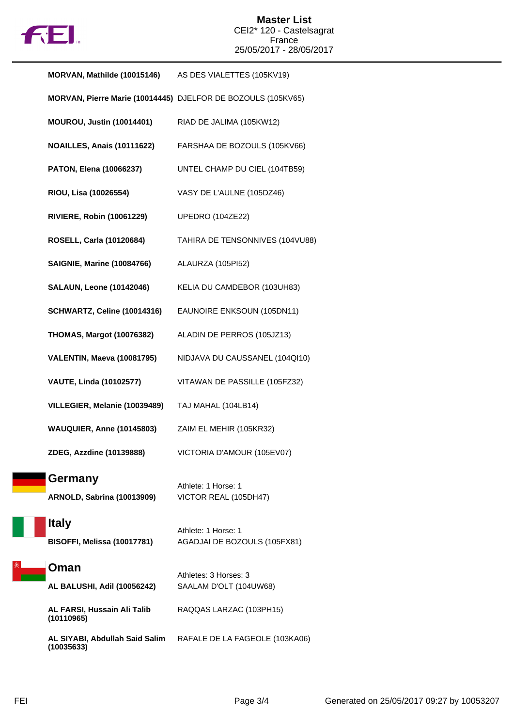# Master List

CEI2* 120 - Castelsagrat
France
25/05/2017 - 28/05/2017

| Athlete | Horse |
|---|---|
| **MORVAN, Mathilde (10015146)** | AS DES VIALETTES (105KV19) |
| **MORVAN, Pierre Marie (10014445)** | DJELFOR DE BOZOULS (105KV65) |
| **MOUROU, Justin (10014401)** | RIAD DE JALIMA (105KW12) |
| **NOAILLES, Anais (10111622)** | FARSHAA DE BOZOULS (105KV66) |
| **PATON, Elena (10066237)** | UNTEL CHAMP DU CIEL (104TB59) |
| **RIOU, Lisa (10026554)** | VASY DE L'AULNE (105DZ46) |
| **RIVIERE, Robin (10061229)** | UPEDRO (104ZE22) |
| **ROSELL, Carla (10120684)** | TAHIRA DE TENSONNIVES (104VU88) |
| **SAIGNIE, Marine (10084766)** | ALAURZA (105PI52) |
| **SALAUN, Leone (10142046)** | KELIA DU CAMDEBOR (103UH83) |
| **SCHWARTZ, Celine (10014316)** | EAUNOIRE ENKSOUN (105DN11) |
| **THOMAS, Margot (10076382)** | ALADIN DE PERROS (105JZ13) |
| **VALENTIN, Maeva (10081795)** | NIDJAVA DU CAUSSANEL (104QI10) |
| **VAUTE, Linda (10102577)** | VITAWAN DE PASSILLE (105FZ32) |
| **VILLEGIER, Melanie (10039489)** | TAJ MAHAL (104LB14) |
| **WAUQUIER, Anne (10145803)** | ZAIM EL MEHIR (105KR32) |
| **ZDEG, Azzdine (10139888)** | VICTORIA D'AMOUR (105EV07) |

## Germany

Athlete: 1 Horse: 1

| Athlete | Horse |
|---|---|
| **ARNOLD, Sabrina (10013909)** | VICTOR REAL (105DH47) |

## Italy

Athlete: 1 Horse: 1

| Athlete | Horse |
|---|---|
| **BISOFFI, Melissa (10017781)** | AGADJAI DE BOZOULS (105FX81) |

## Oman

Athletes: 3 Horses: 3

| Athlete | Horse |
|---|---|
| **AL BALUSHI, Adil (10056242)** | SAALAM D'OLT (104UW68) |
| **AL FARSI, Hussain Ali Talib (10110965)** | RAQQAS LARZAC (103PH15) |
| **AL SIYABI, Abdullah Said Salim (10035633)** | RAFALE DE LA FAGEOLE (103KA06) |

Generated on 25/05/2017 09:27 by 10053207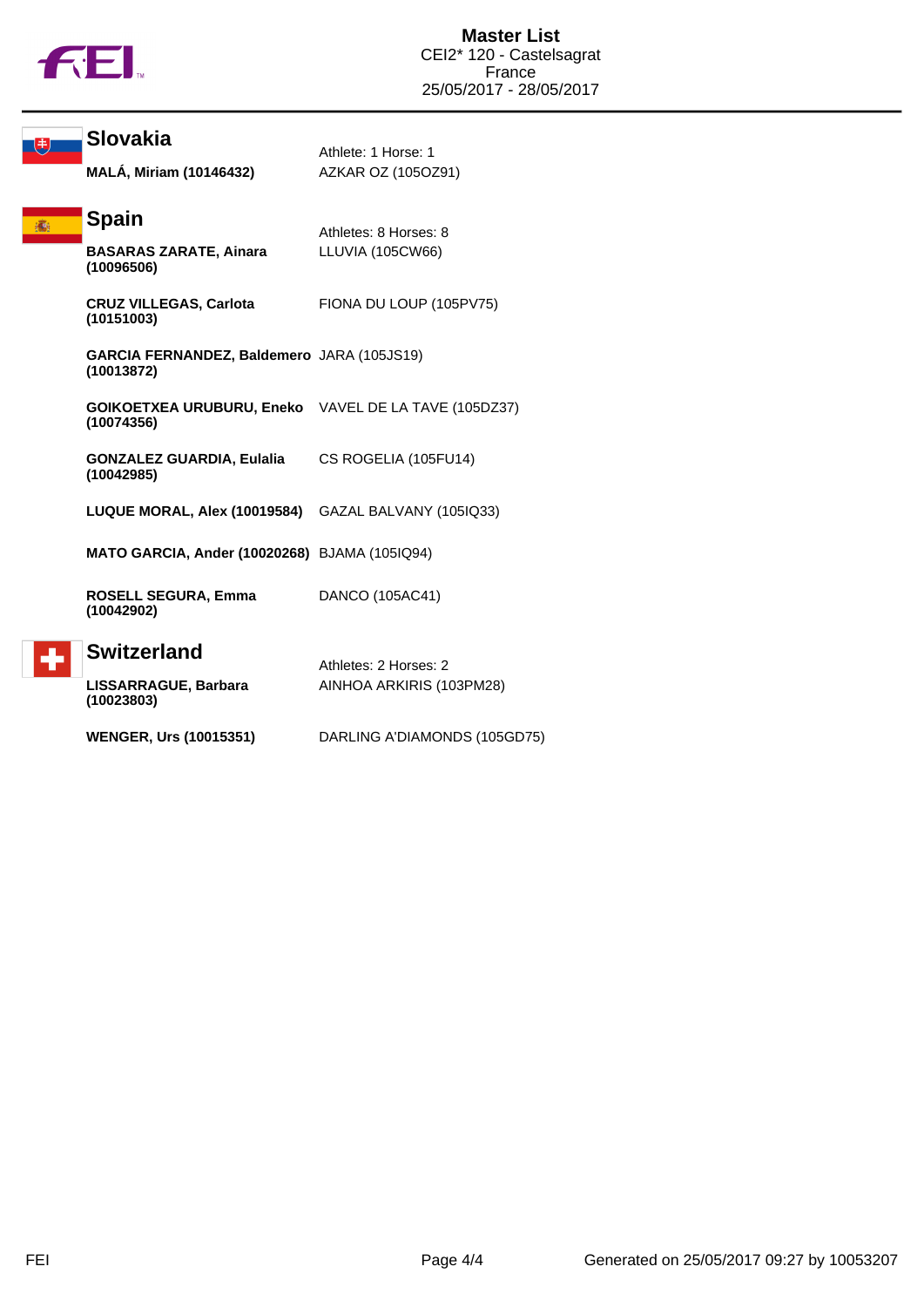# Master List

CEI2* 120 - Castelsagrat
France
25/05/2017 - 28/05/2017

## Slovakia

| | |
|---|---|
| | Athlete: 1 Horse: 1 |
| **MALÁ, Miriam (10146432)** | AZKAR OZ (105OZ91) |

## Spain

| | |
|---|---|
| | Athletes: 8 Horses: 8 |
| **BASARAS ZARATE, Ainara (10096506)** | LLUVIA (105CW66) |
| **CRUZ VILLEGAS, Carlota (10151003)** | FIONA DU LOUP (105PV75) |
| **GARCIA FERNANDEZ, Baldemero (10013872)** | JARA (105JS19) |
| **GOIKOETXEA URUBURU, Eneko (10074356)** | VAVEL DE LA TAVE (105DZ37) |
| **GONZALEZ GUARDIA, Eulalia (10042985)** | CS ROGELIA (105FU14) |
| **LUQUE MORAL, Alex (10019584)** | GAZAL BALVANY (105IQ33) |
| **MATO GARCIA, Ander (10020268)** | BJAMA (105IQ94) |
| **ROSELL SEGURA, Emma (10042902)** | DANCO (105AC41) |

## Switzerland

| | |
|---|---|
| | Athletes: 2 Horses: 2 |
| **LISSARRAGUE, Barbara (10023803)** | AINHOA ARKIRIS (103PM28) |
| **WENGER, Urs (10015351)** | DARLING A'DIAMONDS (105GD75) |

Generated on 25/05/2017 09:27 by 10053207